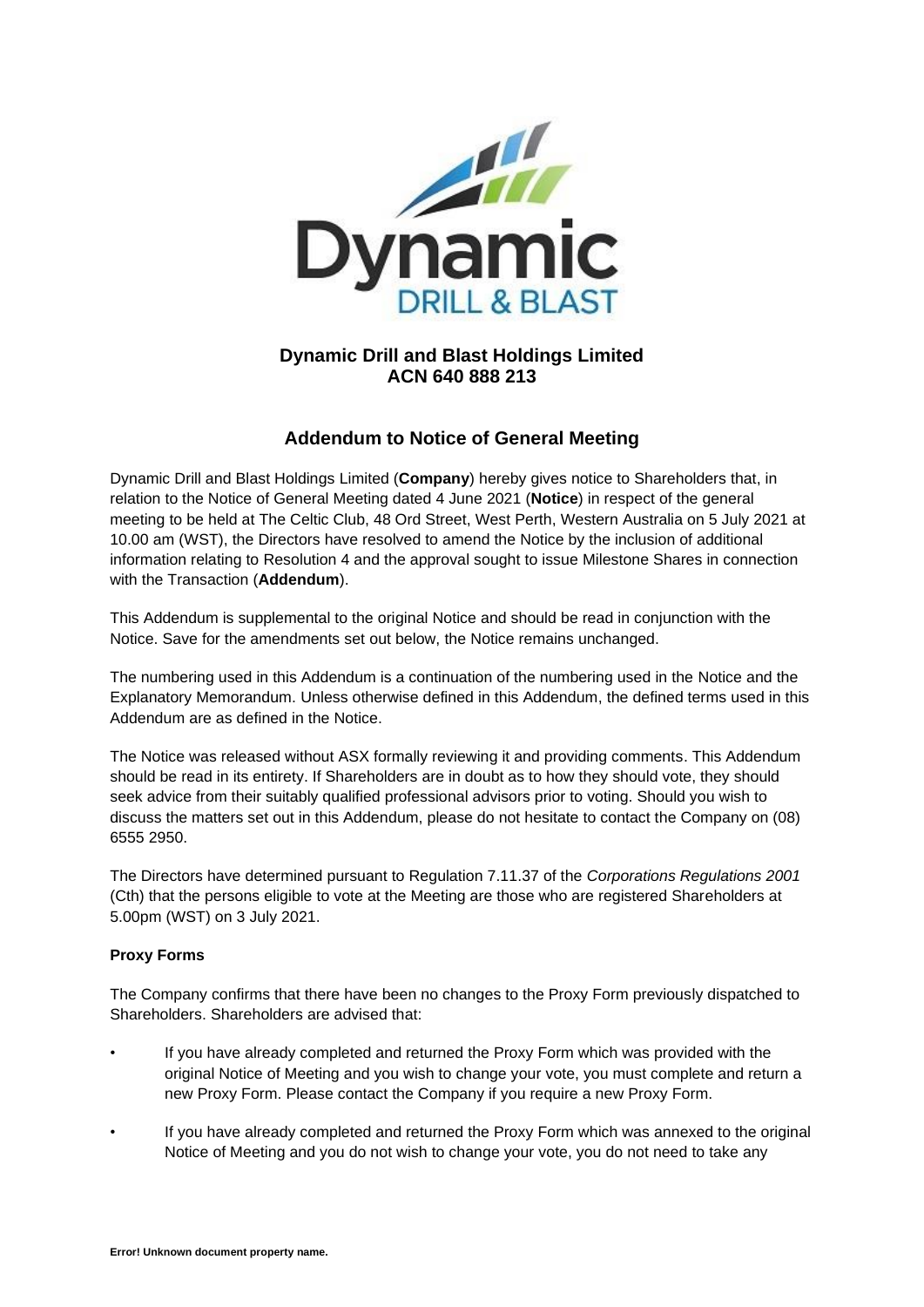**Dynamic Drill and Blast Holdings Limited**
**ACN 640 888 213**

## Addendum to Notice of General Meeting

Dynamic Drill and Blast Holdings Limited (**Company**) hereby gives notice to Shareholders that, in relation to the Notice of General Meeting dated 4 June 2021 (**Notice**) in respect of the general meeting to be held at The Celtic Club, 48 Ord Street, West Perth, Western Australia on 5 July 2021 at 10.00 am (WST), the Directors have resolved to amend the Notice by the inclusion of additional information relating to Resolution 4 and the approval sought to issue Milestone Shares in connection with the Transaction (**Addendum**).

This Addendum is supplemental to the original Notice and should be read in conjunction with the Notice. Save for the amendments set out below, the Notice remains unchanged.

The numbering used in this Addendum is a continuation of the numbering used in the Notice and the Explanatory Memorandum. Unless otherwise defined in this Addendum, the defined terms used in this Addendum are as defined in the Notice.

The Notice was released without ASX formally reviewing it and providing comments. This Addendum should be read in its entirety. If Shareholders are in doubt as to how they should vote, they should seek advice from their suitably qualified professional advisors prior to voting. Should you wish to discuss the matters set out in this Addendum, please do not hesitate to contact the Company on (08) 6555 2950.

The Directors have determined pursuant to Regulation 7.11.37 of the *Corporations Regulations 2001* (Cth) that the persons eligible to vote at the Meeting are those who are registered Shareholders at 5.00pm (WST) on 3 July 2021.

**Proxy Forms**

The Company confirms that there have been no changes to the Proxy Form previously dispatched to Shareholders. Shareholders are advised that:

- If you have already completed and returned the Proxy Form which was provided with the original Notice of Meeting and you wish to change your vote, you must complete and return a new Proxy Form. Please contact the Company if you require a new Proxy Form.
- If you have already completed and returned the Proxy Form which was annexed to the original Notice of Meeting and you do not wish to change your vote, you do not need to take any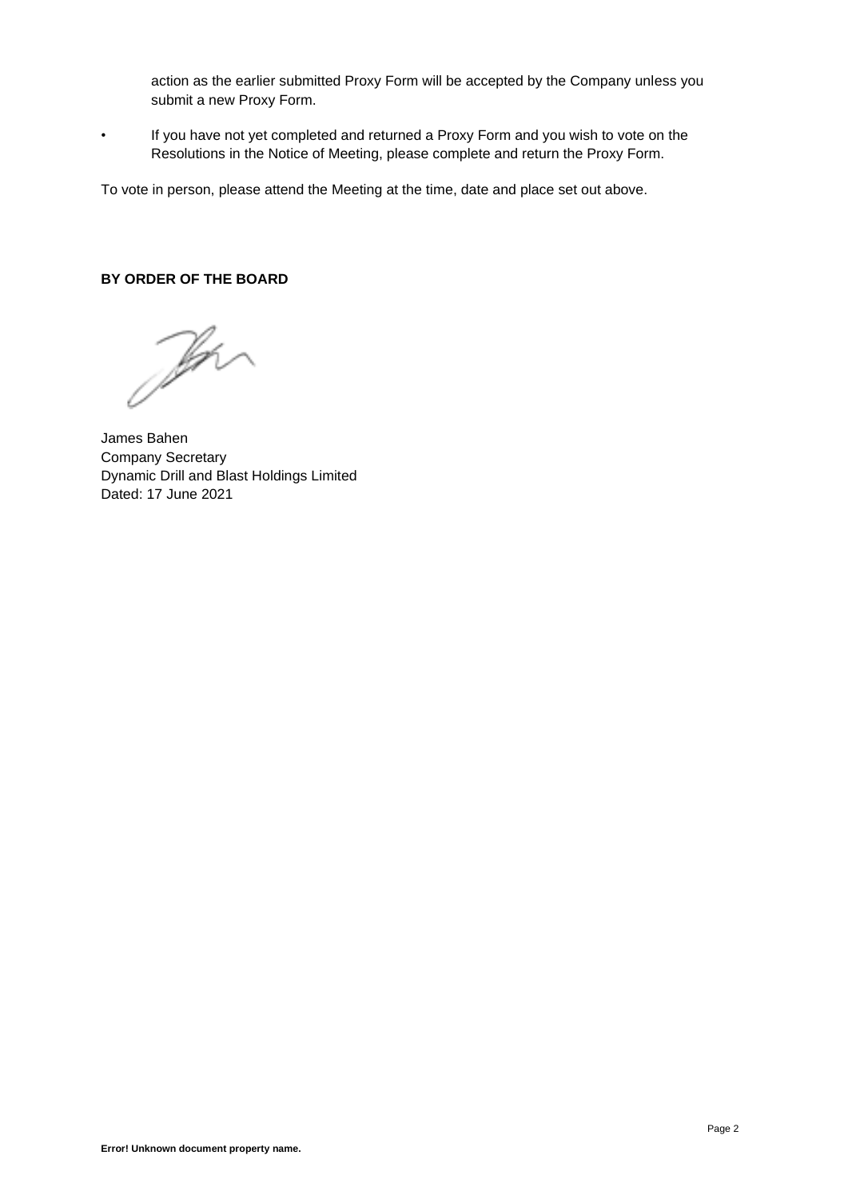action as the earlier submitted Proxy Form will be accepted by the Company unless you submit a new Proxy Form.

- If you have not yet completed and returned a Proxy Form and you wish to vote on the Resolutions in the Notice of Meeting, please complete and return the Proxy Form.

To vote in person, please attend the Meeting at the time, date and place set out above.

**BY ORDER OF THE BOARD**

James Bahen
Company Secretary
Dynamic Drill and Blast Holdings Limited
Dated: 17 June 2021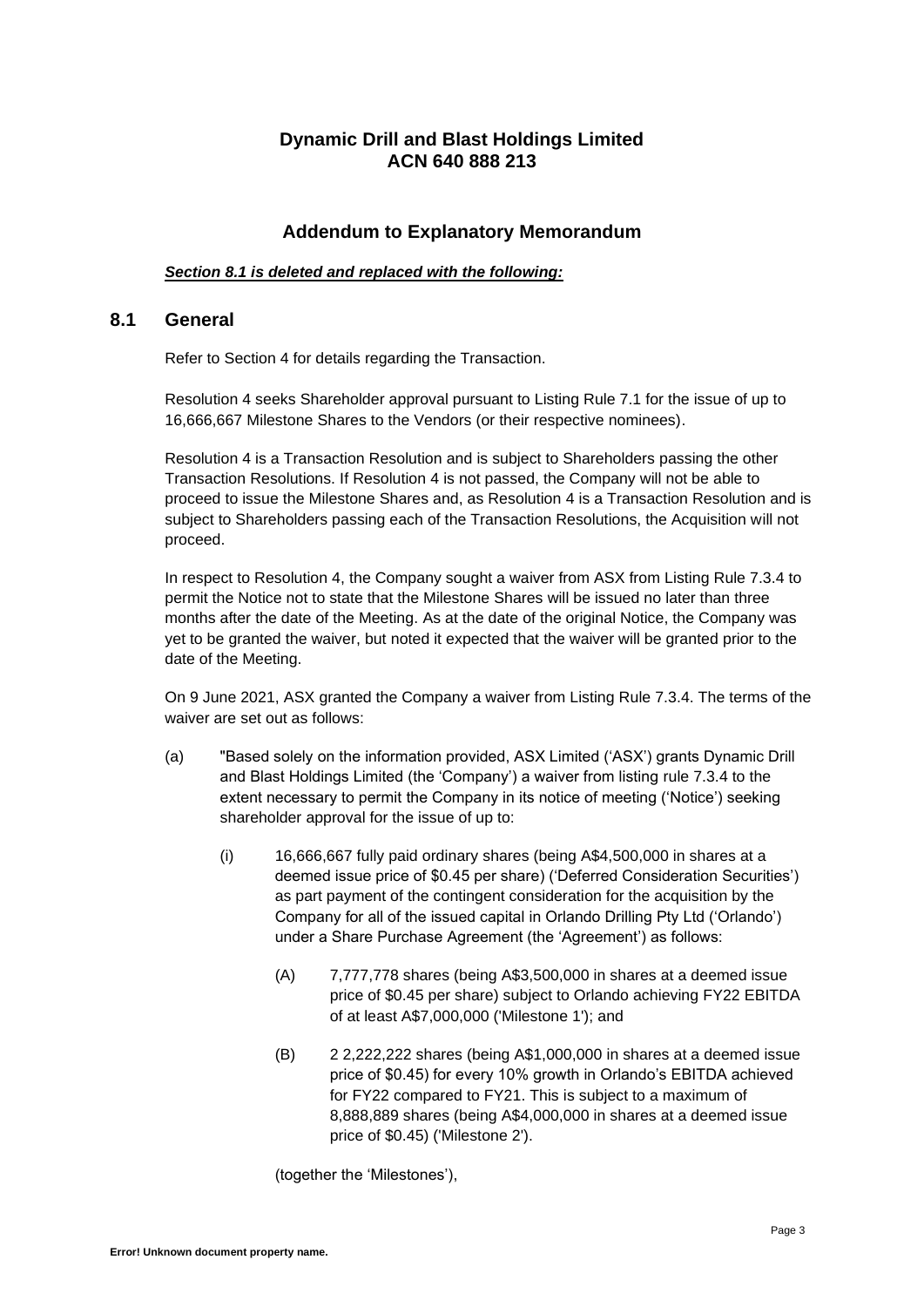# Dynamic Drill and Blast Holdings Limited
# ACN 640 888 213

## Addendum to Explanatory Memorandum

***Section 8.1 is deleted and replaced with the following:***

## 8.1 General

Refer to Section 4 for details regarding the Transaction.

Resolution 4 seeks Shareholder approval pursuant to Listing Rule 7.1 for the issue of up to 16,666,667 Milestone Shares to the Vendors (or their respective nominees).

Resolution 4 is a Transaction Resolution and is subject to Shareholders passing the other Transaction Resolutions. If Resolution 4 is not passed, the Company will not be able to proceed to issue the Milestone Shares and, as Resolution 4 is a Transaction Resolution and is subject to Shareholders passing each of the Transaction Resolutions, the Acquisition will not proceed.

In respect to Resolution 4, the Company sought a waiver from ASX from Listing Rule 7.3.4 to permit the Notice not to state that the Milestone Shares will be issued no later than three months after the date of the Meeting. As at the date of the original Notice, the Company was yet to be granted the waiver, but noted it expected that the waiver will be granted prior to the date of the Meeting.

On 9 June 2021, ASX granted the Company a waiver from Listing Rule 7.3.4. The terms of the waiver are set out as follows:

(a) "Based solely on the information provided, ASX Limited ('ASX') grants Dynamic Drill and Blast Holdings Limited (the 'Company') a waiver from listing rule 7.3.4 to the extent necessary to permit the Company in its notice of meeting ('Notice') seeking shareholder approval for the issue of up to:

   (i) 16,666,667 fully paid ordinary shares (being A$4,500,000 in shares at a deemed issue price of $0.45 per share) ('Deferred Consideration Securities') as part payment of the contingent consideration for the acquisition by the Company for all of the issued capital in Orlando Drilling Pty Ltd ('Orlando') under a Share Purchase Agreement (the 'Agreement') as follows:

      (A) 7,777,778 shares (being A$3,500,000 in shares at a deemed issue price of $0.45 per share) subject to Orlando achieving FY22 EBITDA of at least A$7,000,000 ('Milestone 1'); and

      (B) 2 2,222,222 shares (being A$1,000,000 in shares at a deemed issue price of $0.45) for every 10% growth in Orlando's EBITDA achieved for FY22 compared to FY21. This is subject to a maximum of 8,888,889 shares (being A$4,000,000 in shares at a deemed issue price of $0.45) ('Milestone 2').

   (together the 'Milestones'),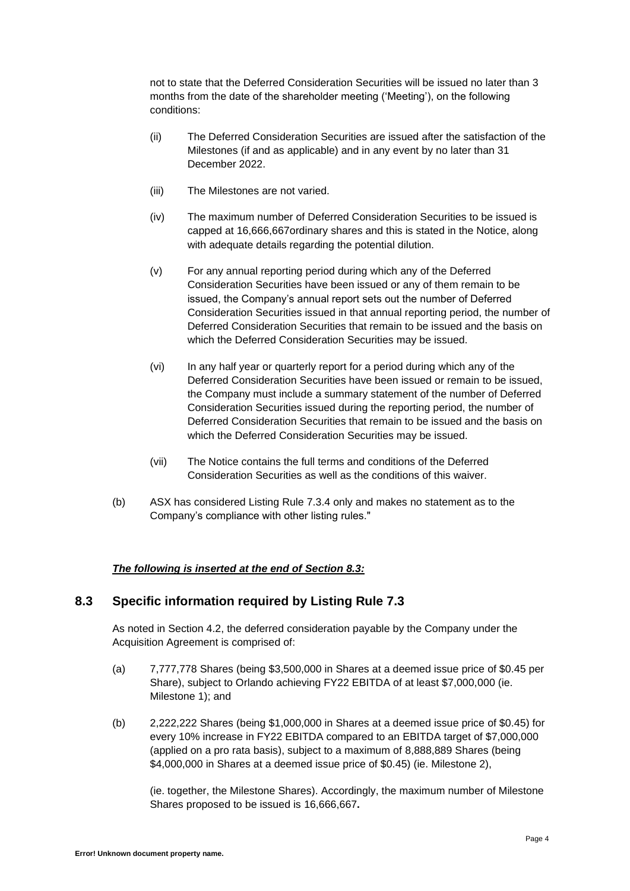not to state that the Deferred Consideration Securities will be issued no later than 3 months from the date of the shareholder meeting ('Meeting'), on the following conditions:

(ii) The Deferred Consideration Securities are issued after the satisfaction of the Milestones (if and as applicable) and in any event by no later than 31 December 2022.

(iii) The Milestones are not varied.

(iv) The maximum number of Deferred Consideration Securities to be issued is capped at 16,666,667ordinary shares and this is stated in the Notice, along with adequate details regarding the potential dilution.

(v) For any annual reporting period during which any of the Deferred Consideration Securities have been issued or any of them remain to be issued, the Company's annual report sets out the number of Deferred Consideration Securities issued in that annual reporting period, the number of Deferred Consideration Securities that remain to be issued and the basis on which the Deferred Consideration Securities may be issued.

(vi) In any half year or quarterly report for a period during which any of the Deferred Consideration Securities have been issued or remain to be issued, the Company must include a summary statement of the number of Deferred Consideration Securities issued during the reporting period, the number of Deferred Consideration Securities that remain to be issued and the basis on which the Deferred Consideration Securities may be issued.

(vii) The Notice contains the full terms and conditions of the Deferred Consideration Securities as well as the conditions of this waiver.

(b) ASX has considered Listing Rule 7.3.4 only and makes no statement as to the Company's compliance with other listing rules."

***The following is inserted at the end of Section 8.3:***

## 8.3 Specific information required by Listing Rule 7.3

As noted in Section 4.2, the deferred consideration payable by the Company under the Acquisition Agreement is comprised of:

(a) 7,777,778 Shares (being $3,500,000 in Shares at a deemed issue price of $0.45 per Share), subject to Orlando achieving FY22 EBITDA of at least $7,000,000 (ie. Milestone 1); and

(b) 2,222,222 Shares (being $1,000,000 in Shares at a deemed issue price of $0.45) for every 10% increase in FY22 EBITDA compared to an EBITDA target of $7,000,000 (applied on a pro rata basis), subject to a maximum of 8,888,889 Shares (being $4,000,000 in Shares at a deemed issue price of $0.45) (ie. Milestone 2),

(ie. together, the Milestone Shares). Accordingly, the maximum number of Milestone Shares proposed to be issued is 16,666,667**.**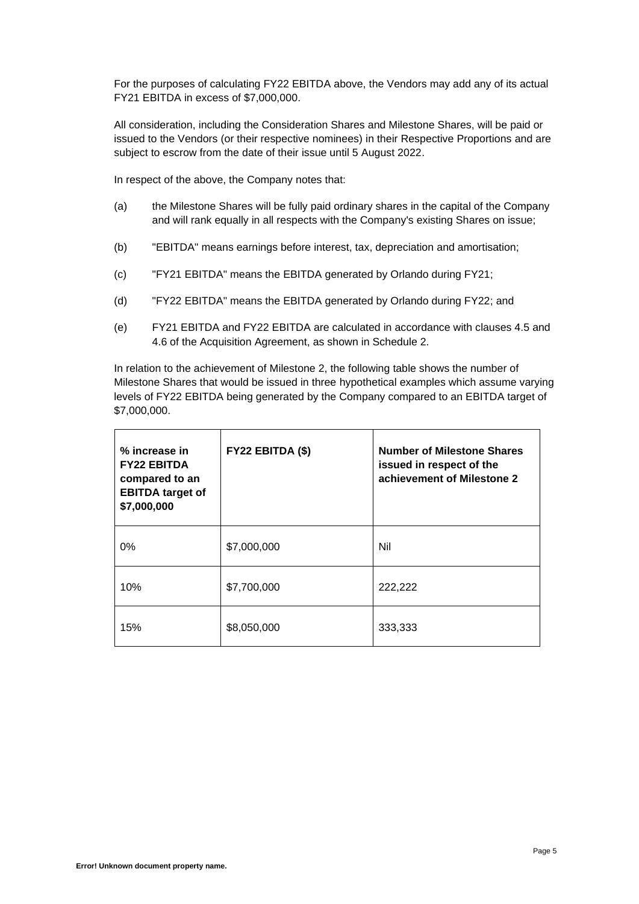For the purposes of calculating FY22 EBITDA above, the Vendors may add any of its actual FY21 EBITDA in excess of $7,000,000.

All consideration, including the Consideration Shares and Milestone Shares, will be paid or issued to the Vendors (or their respective nominees) in their Respective Proportions and are subject to escrow from the date of their issue until 5 August 2022.

In respect of the above, the Company notes that:

(a) the Milestone Shares will be fully paid ordinary shares in the capital of the Company and will rank equally in all respects with the Company's existing Shares on issue;

(b) "EBITDA" means earnings before interest, tax, depreciation and amortisation;

(c) "FY21 EBITDA" means the EBITDA generated by Orlando during FY21;

(d) "FY22 EBITDA" means the EBITDA generated by Orlando during FY22; and

(e) FY21 EBITDA and FY22 EBITDA are calculated in accordance with clauses 4.5 and 4.6 of the Acquisition Agreement, as shown in Schedule 2.

In relation to the achievement of Milestone 2, the following table shows the number of Milestone Shares that would be issued in three hypothetical examples which assume varying levels of FY22 EBITDA being generated by the Company compared to an EBITDA target of $7,000,000.

| % increase in FY22 EBITDA compared to an EBITDA target of $7,000,000 | FY22 EBITDA ($) | Number of Milestone Shares issued in respect of the achievement of Milestone 2 |
|---|---|---|
| 0% | $7,000,000 | Nil |
| 10% | $7,700,000 | 222,222 |
| 15% | $8,050,000 | 333,333 |

Error! Unknown document property name.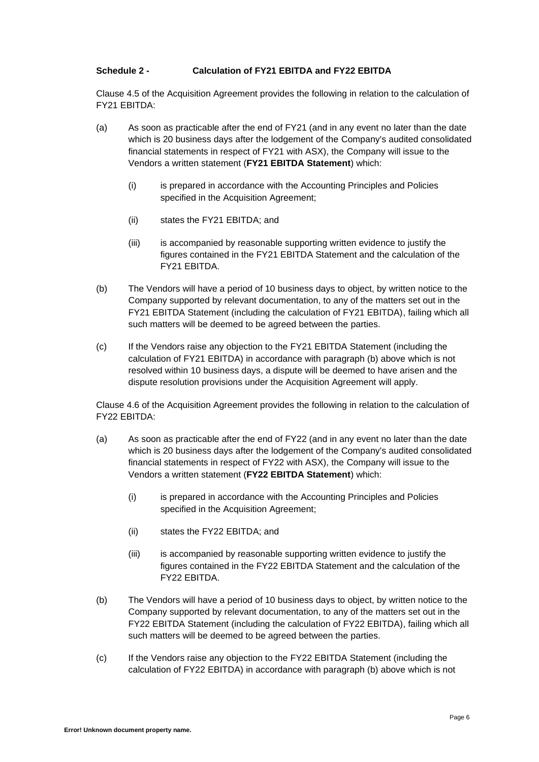**Schedule 2 - Calculation of FY21 EBITDA and FY22 EBITDA**

Clause 4.5 of the Acquisition Agreement provides the following in relation to the calculation of FY21 EBITDA:

(a) As soon as practicable after the end of FY21 (and in any event no later than the date which is 20 business days after the lodgement of the Company's audited consolidated financial statements in respect of FY21 with ASX), the Company will issue to the Vendors a written statement (**FY21 EBITDA Statement**) which:

  (i) is prepared in accordance with the Accounting Principles and Policies specified in the Acquisition Agreement;

  (ii) states the FY21 EBITDA; and

  (iii) is accompanied by reasonable supporting written evidence to justify the figures contained in the FY21 EBITDA Statement and the calculation of the FY21 EBITDA.

(b) The Vendors will have a period of 10 business days to object, by written notice to the Company supported by relevant documentation, to any of the matters set out in the FY21 EBITDA Statement (including the calculation of FY21 EBITDA), failing which all such matters will be deemed to be agreed between the parties.

(c) If the Vendors raise any objection to the FY21 EBITDA Statement (including the calculation of FY21 EBITDA) in accordance with paragraph (b) above which is not resolved within 10 business days, a dispute will be deemed to have arisen and the dispute resolution provisions under the Acquisition Agreement will apply.

Clause 4.6 of the Acquisition Agreement provides the following in relation to the calculation of FY22 EBITDA:

(a) As soon as practicable after the end of FY22 (and in any event no later than the date which is 20 business days after the lodgement of the Company's audited consolidated financial statements in respect of FY22 with ASX), the Company will issue to the Vendors a written statement (**FY22 EBITDA Statement**) which:

  (i) is prepared in accordance with the Accounting Principles and Policies specified in the Acquisition Agreement;

  (ii) states the FY22 EBITDA; and

  (iii) is accompanied by reasonable supporting written evidence to justify the figures contained in the FY22 EBITDA Statement and the calculation of the FY22 EBITDA.

(b) The Vendors will have a period of 10 business days to object, by written notice to the Company supported by relevant documentation, to any of the matters set out in the FY22 EBITDA Statement (including the calculation of FY22 EBITDA), failing which all such matters will be deemed to be agreed between the parties.

(c) If the Vendors raise any objection to the FY22 EBITDA Statement (including the calculation of FY22 EBITDA) in accordance with paragraph (b) above which is not

Error! Unknown document property name.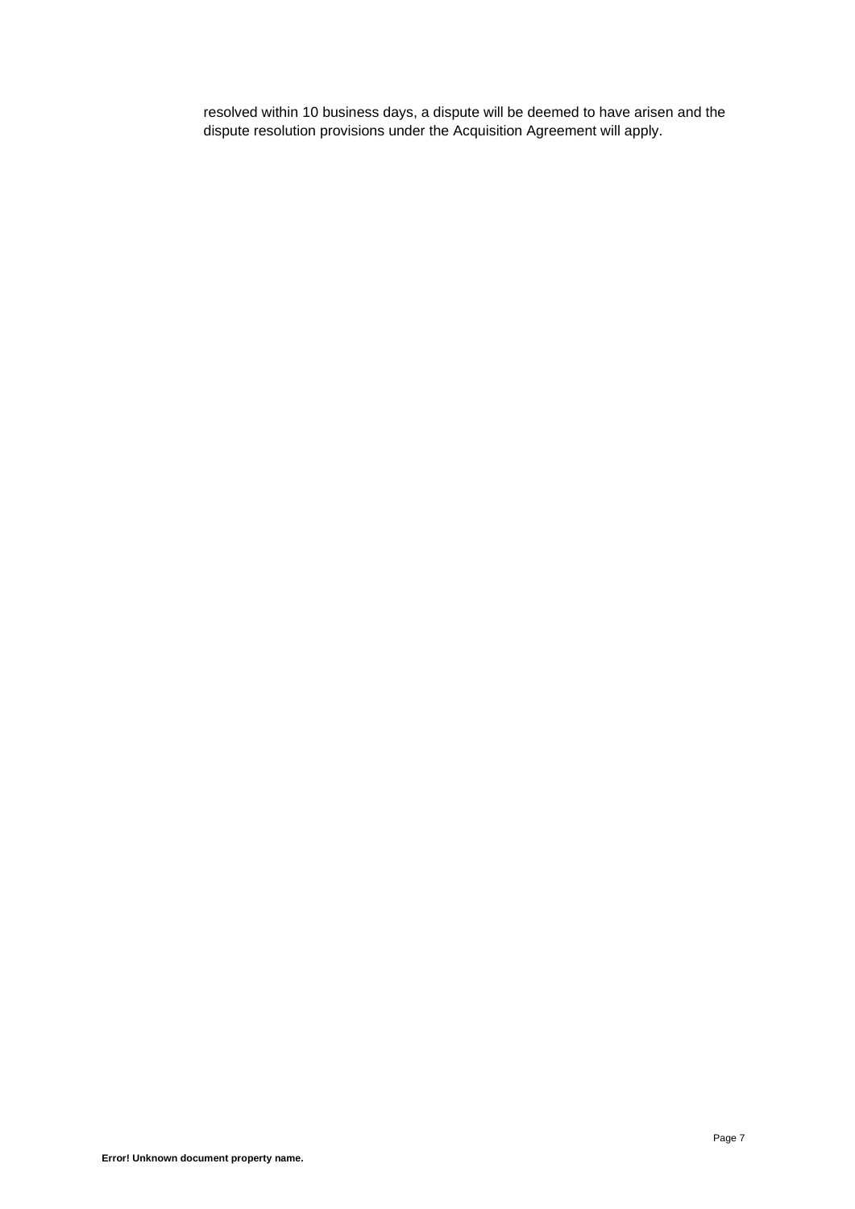resolved within 10 business days, a dispute will be deemed to have arisen and the dispute resolution provisions under the Acquisition Agreement will apply.